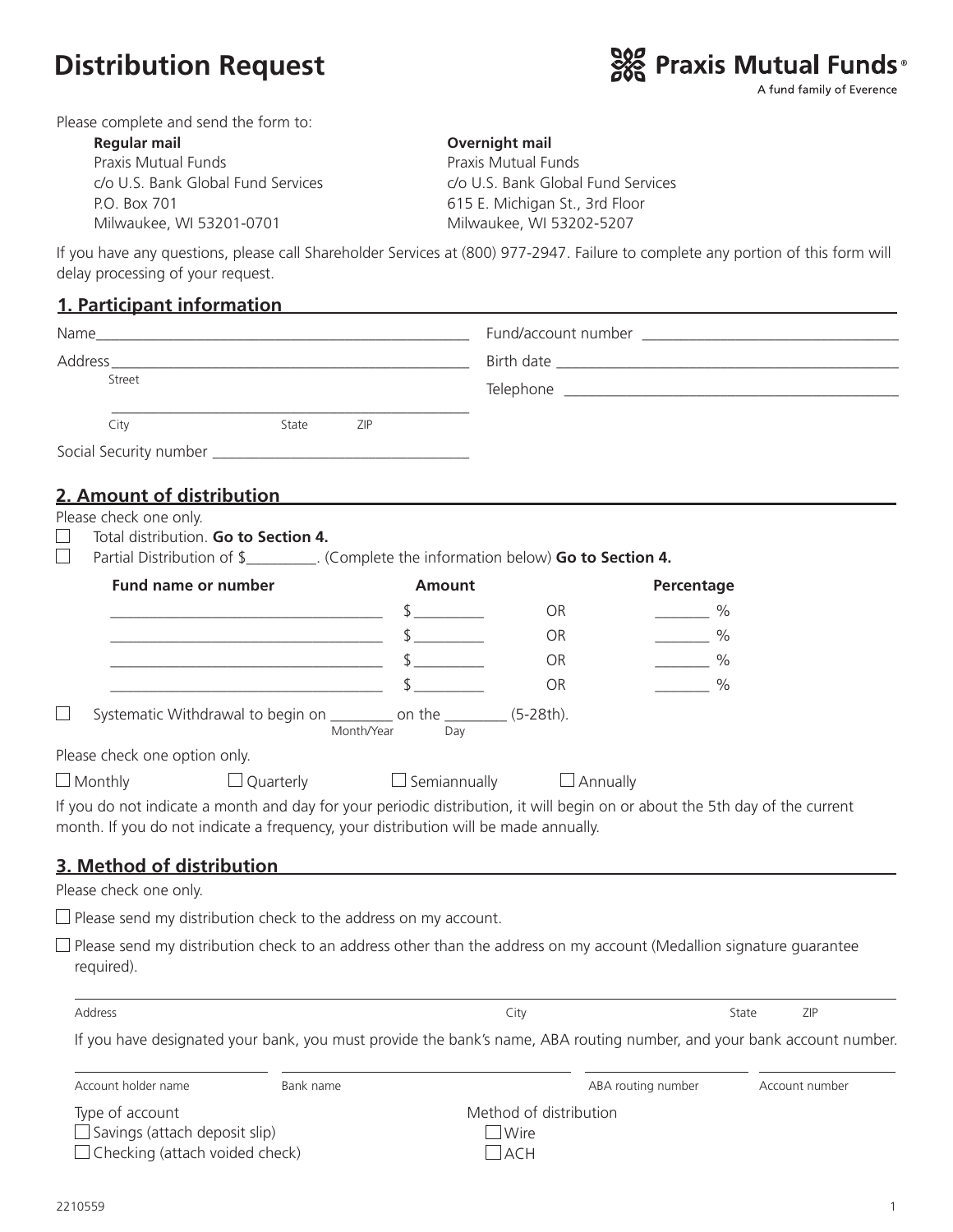# Distribution Request

**Praxis Mutual Funds®**
A fund family of Everence

Please complete and send the form to:

**Regular mail**
Praxis Mutual Funds
c/o U.S. Bank Global Fund Services
P.O. Box 701
Milwaukee, WI 53201-0701

**Overnight mail**
Praxis Mutual Funds
c/o U.S. Bank Global Fund Services
615 E. Michigan St., 3rd Floor
Milwaukee, WI 53202-5207

If you have any questions, please call Shareholder Services at (800) 977-2947. Failure to complete any portion of this form will delay processing of your request.

## 1. Participant information

Name_______________________________________________

Address_____________________________________________
Street

_____________________________________________
City State ZIP

Social Security number ______________________________

Fund/account number ______________________________

Birth date ______________________________

Telephone ______________________________

## 2. Amount of distribution

Please check one only.

☐ Total distribution. **Go to Section 4.**

☐ Partial Distribution of $_________. (Complete the information below) **Go to Section 4.**

| Fund name or number | Amount | | Percentage |
|---|---|---|---|
| ______________________________ | $ _________ | OR | _______ % |
| ______________________________ | $ _________ | OR | _______ % |
| ______________________________ | $ _________ | OR | _______ % |
| ______________________________ | $ _________ | OR | _______ % |

☐ Systematic Withdrawal to begin on ________ (Month/Year) on the ________ (Day) (5-28th).

Please check one option only.

☐ Monthly ☐ Quarterly ☐ Semiannually ☐ Annually

If you do not indicate a month and day for your periodic distribution, it will begin on or about the 5th day of the current month. If you do not indicate a frequency, your distribution will be made annually.

## 3. Method of distribution

Please check one only.

☐ Please send my distribution check to the address on my account.

☐ Please send my distribution check to an address other than the address on my account (Medallion signature guarantee required).

_____________________________________________
Address City State ZIP

If you have designated your bank, you must provide the bank's name, ABA routing number, and your bank account number.

_____________________________________________
Account holder name Bank name ABA routing number Account number

Type of account
☐ Savings (attach deposit slip)
☐ Checking (attach voided check)

Method of distribution
☐ Wire
☐ ACH

2210559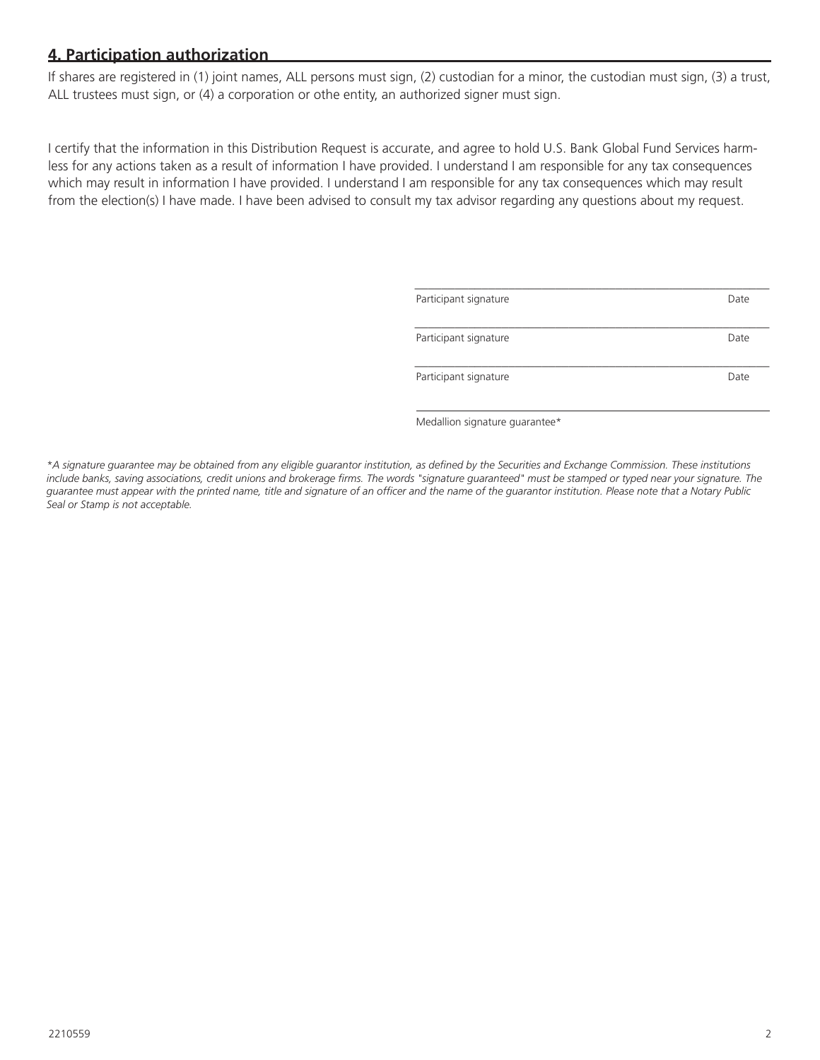## 4. Participation authorization

If shares are registered in (1) joint names, ALL persons must sign, (2) custodian for a minor, the custodian must sign, (3) a trust, ALL trustees must sign, or (4) a corporation or othe entity, an authorized signer must sign.

I certify that the information in this Distribution Request is accurate, and agree to hold U.S. Bank Global Fund Services harmless for any actions taken as a result of information I have provided. I understand I am responsible for any tax consequences which may result in information I have provided. I understand I am responsible for any tax consequences which may result from the election(s) I have made. I have been advised to consult my tax advisor regarding any questions about my request.

Participant signature　　　　　　　　　　Date

Participant signature　　　　　　　　　　Date

Participant signature　　　　　　　　　　Date

Medallion signature guarantee*

*\*A signature guarantee may be obtained from any eligible guarantor institution, as defined by the Securities and Exchange Commission. These institutions include banks, saving associations, credit unions and brokerage firms. The words "signature guaranteed" must be stamped or typed near your signature. The guarantee must appear with the printed name, title and signature of an officer and the name of the guarantor institution. Please note that a Notary Public Seal or Stamp is not acceptable.*

2210559